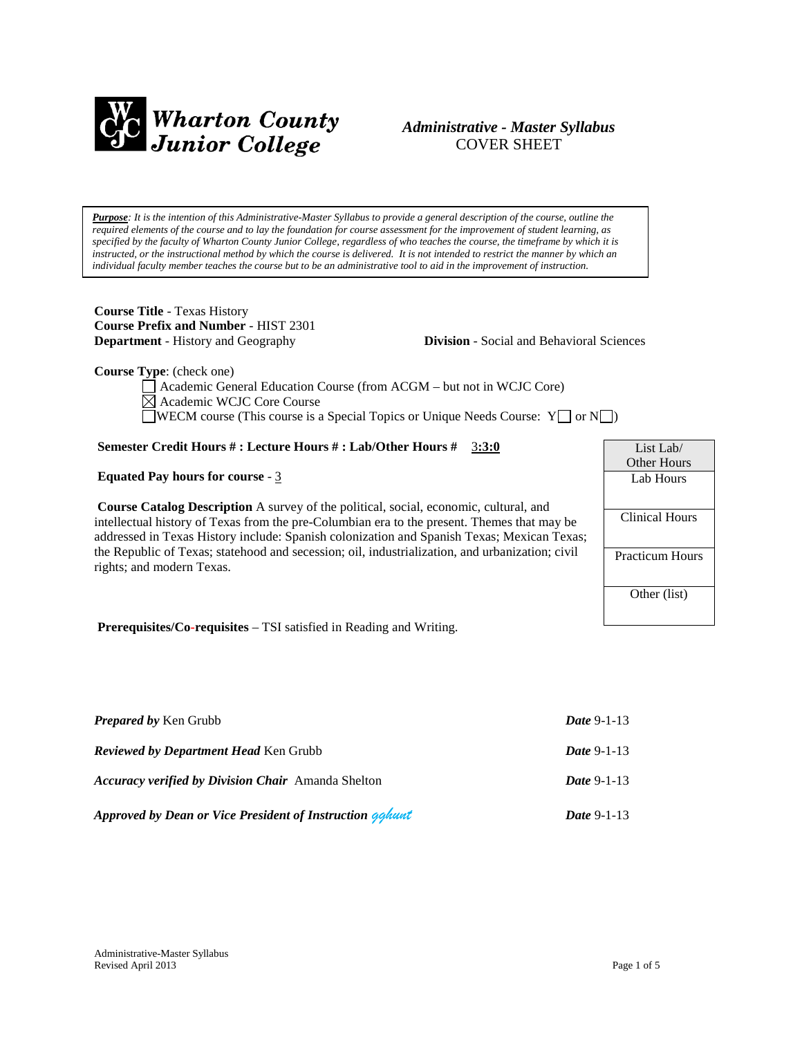**Wharton County Junior College**

*Administrative - Master Syllabus*
COVER SHEET

***Purpose**: It is the intention of this Administrative-Master Syllabus to provide a general description of the course, outline the required elements of the course and to lay the foundation for course assessment for the improvement of student learning, as specified by the faculty of Wharton County Junior College, regardless of who teaches the course, the timeframe by which it is instructed, or the instructional method by which the course is delivered. It is not intended to restrict the manner by which an individual faculty member teaches the course but to be an administrative tool to aid in the improvement of instruction.*

**Course Title** - Texas History
**Course Prefix and Number** - HIST 2301
**Department** - History and Geography **Division** - Social and Behavioral Sciences

**Course Type**: (check one)

- ☐ Academic General Education Course (from ACGM – but not in WCJC Core)
- ☒ Academic WCJC Core Course
- ☐ WECM course (This course is a Special Topics or Unique Needs Course: Y☐ or N☐)

**Semester Credit Hours # : Lecture Hours # : Lab/Other Hours #** 3**:3:0**

**Equated Pay hours for course** - 3

| List Lab/ Other Hours |
|---|
| Lab Hours |
| Clinical Hours |
| Practicum Hours |
| Other (list) |

**Course Catalog Description** A survey of the political, social, economic, cultural, and intellectual history of Texas from the pre-Columbian era to the present. Themes that may be addressed in Texas History include: Spanish colonization and Spanish Texas; Mexican Texas; the Republic of Texas; statehood and secession; oil, industrialization, and urbanization; civil rights; and modern Texas.

**Prerequisites/Co-requisites** – TSI satisfied in Reading and Writing.

***Prepared by*** Ken Grubb ***Date*** 9-1-13

***Reviewed by Department Head*** Ken Grubb ***Date*** 9-1-13

***Accuracy verified by Division Chair*** Amanda Shelton ***Date*** 9-1-13

***Approved by Dean or Vice President of Instruction*** gghunt ***Date*** 9-1-13

Administrative-Master Syllabus
Revised April 2013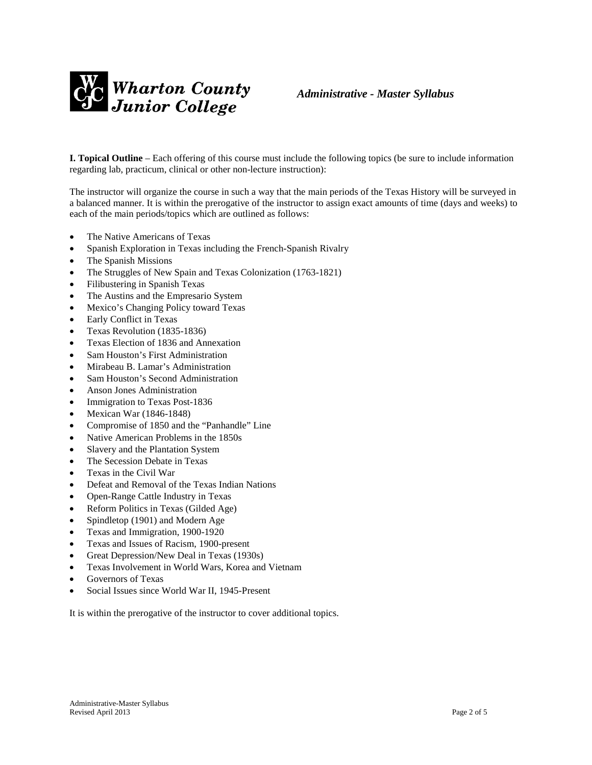**I. Topical Outline** – Each offering of this course must include the following topics (be sure to include information regarding lab, practicum, clinical or other non-lecture instruction):

The instructor will organize the course in such a way that the main periods of the Texas History will be surveyed in a balanced manner. It is within the prerogative of the instructor to assign exact amounts of time (days and weeks) to each of the main periods/topics which are outlined as follows:

- The Native Americans of Texas
- Spanish Exploration in Texas including the French-Spanish Rivalry
- The Spanish Missions
- The Struggles of New Spain and Texas Colonization (1763-1821)
- Filibustering in Spanish Texas
- The Austins and the Empresario System
- Mexico's Changing Policy toward Texas
- Early Conflict in Texas
- Texas Revolution (1835-1836)
- Texas Election of 1836 and Annexation
- Sam Houston's First Administration
- Mirabeau B. Lamar's Administration
- Sam Houston's Second Administration
- Anson Jones Administration
- Immigration to Texas Post-1836
- Mexican War (1846-1848)
- Compromise of 1850 and the "Panhandle" Line
- Native American Problems in the 1850s
- Slavery and the Plantation System
- The Secession Debate in Texas
- Texas in the Civil War
- Defeat and Removal of the Texas Indian Nations
- Open-Range Cattle Industry in Texas
- Reform Politics in Texas (Gilded Age)
- Spindletop (1901) and Modern Age
- Texas and Immigration, 1900-1920
- Texas and Issues of Racism, 1900-present
- Great Depression/New Deal in Texas (1930s)
- Texas Involvement in World Wars, Korea and Vietnam
- Governors of Texas
- Social Issues since World War II, 1945-Present

It is within the prerogative of the instructor to cover additional topics.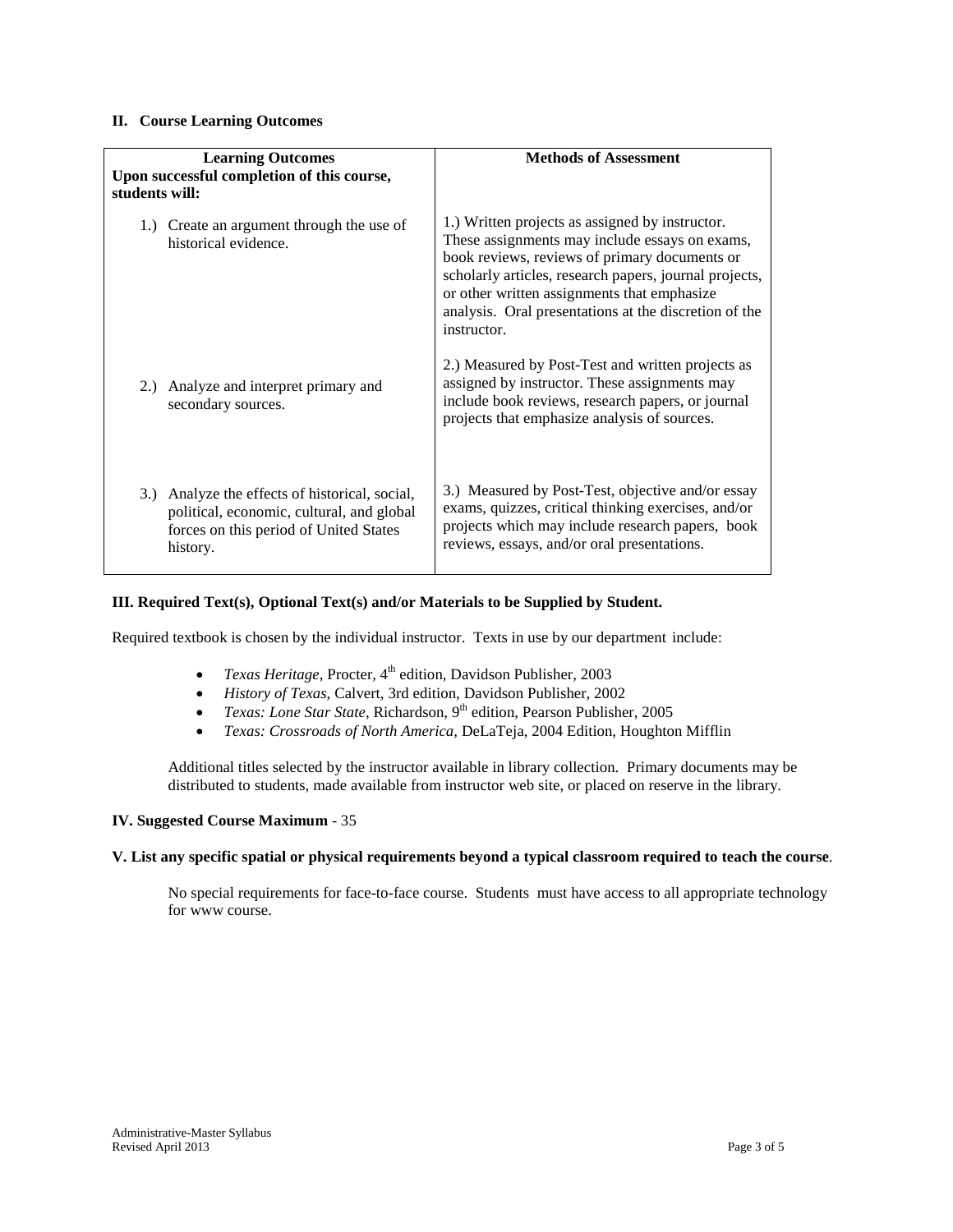## II. Course Learning Outcomes

| **Learning Outcomes**<br>**Upon successful completion of this course, students will:** | **Methods of Assessment** |
|---|---|
| 1.) Create an argument through the use of historical evidence. | 1.) Written projects as assigned by instructor. These assignments may include essays on exams, book reviews, reviews of primary documents or scholarly articles, research papers, journal projects, or other written assignments that emphasize analysis. Oral presentations at the discretion of the instructor. |
| 2.) Analyze and interpret primary and secondary sources. | 2.) Measured by Post-Test and written projects as assigned by instructor. These assignments may include book reviews, research papers, or journal projects that emphasize analysis of sources. |
| 3.) Analyze the effects of historical, social, political, economic, cultural, and global forces on this period of United States history. | 3.) Measured by Post-Test, objective and/or essay exams, quizzes, critical thinking exercises, and/or projects which may include research papers, book reviews, essays, and/or oral presentations. |

## III. Required Text(s), Optional Text(s) and/or Materials to be Supplied by Student.

Required textbook is chosen by the individual instructor. Texts in use by our department include:

- *Texas Heritage*, Procter, 4th edition, Davidson Publisher, 2003
- *History of Texas*, Calvert, 3rd edition, Davidson Publisher, 2002
- *Texas: Lone Star State*, Richardson, 9th edition, Pearson Publisher, 2005
- *Texas: Crossroads of North America,* DeLaTeja, 2004 Edition, Houghton Mifflin

Additional titles selected by the instructor available in library collection. Primary documents may be distributed to students, made available from instructor web site, or placed on reserve in the library.

## IV. Suggested Course Maximum - 35

## V. List any specific spatial or physical requirements beyond a typical classroom required to teach the course.

No special requirements for face-to-face course. Students must have access to all appropriate technology for www course.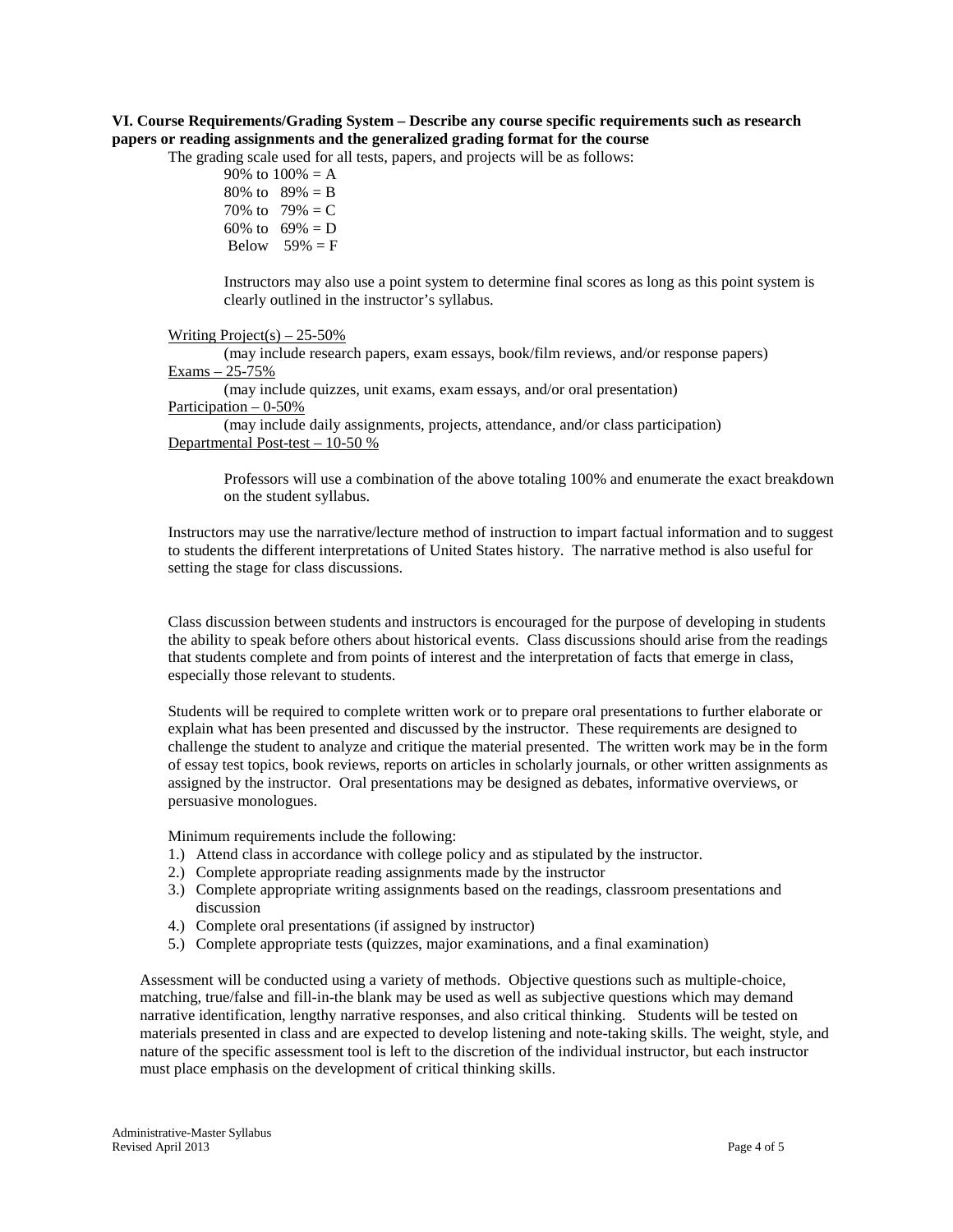**VI. Course Requirements/Grading System – Describe any course specific requirements such as research papers or reading assignments and the generalized grading format for the course**

The grading scale used for all tests, papers, and projects will be as follows:

90% to 100% = A
80% to 89% = B
70% to 79% = C
60% to 69% = D
Below 59% = F

Instructors may also use a point system to determine final scores as long as this point system is clearly outlined in the instructor's syllabus.

Writing Project(s) – 25-50%
(may include research papers, exam essays, book/film reviews, and/or response papers)

Exams – 25-75%
(may include quizzes, unit exams, exam essays, and/or oral presentation)

Participation – 0-50%
(may include daily assignments, projects, attendance, and/or class participation)

Departmental Post-test – 10-50 %

Professors will use a combination of the above totaling 100% and enumerate the exact breakdown on the student syllabus.

Instructors may use the narrative/lecture method of instruction to impart factual information and to suggest to students the different interpretations of United States history. The narrative method is also useful for setting the stage for class discussions.

Class discussion between students and instructors is encouraged for the purpose of developing in students the ability to speak before others about historical events. Class discussions should arise from the readings that students complete and from points of interest and the interpretation of facts that emerge in class, especially those relevant to students.

Students will be required to complete written work or to prepare oral presentations to further elaborate or explain what has been presented and discussed by the instructor. These requirements are designed to challenge the student to analyze and critique the material presented. The written work may be in the form of essay test topics, book reviews, reports on articles in scholarly journals, or other written assignments as assigned by the instructor. Oral presentations may be designed as debates, informative overviews, or persuasive monologues.

Minimum requirements include the following:

1.) Attend class in accordance with college policy and as stipulated by the instructor.
2.) Complete appropriate reading assignments made by the instructor
3.) Complete appropriate writing assignments based on the readings, classroom presentations and discussion
4.) Complete oral presentations (if assigned by instructor)
5.) Complete appropriate tests (quizzes, major examinations, and a final examination)

Assessment will be conducted using a variety of methods. Objective questions such as multiple-choice, matching, true/false and fill-in-the blank may be used as well as subjective questions which may demand narrative identification, lengthy narrative responses, and also critical thinking. Students will be tested on materials presented in class and are expected to develop listening and note-taking skills. The weight, style, and nature of the specific assessment tool is left to the discretion of the individual instructor, but each instructor must place emphasis on the development of critical thinking skills.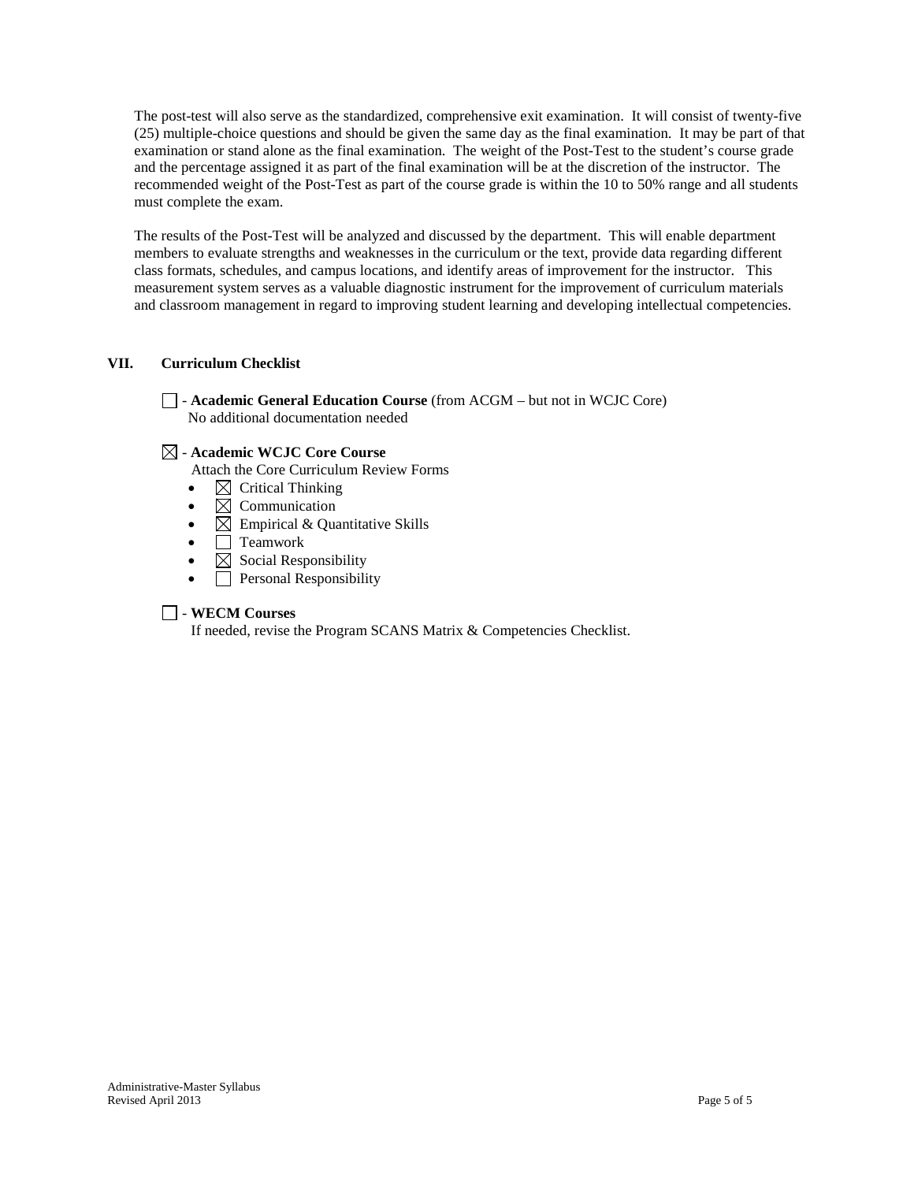The post-test will also serve as the standardized, comprehensive exit examination. It will consist of twenty-five (25) multiple-choice questions and should be given the same day as the final examination. It may be part of that examination or stand alone as the final examination. The weight of the Post-Test to the student's course grade and the percentage assigned it as part of the final examination will be at the discretion of the instructor. The recommended weight of the Post-Test as part of the course grade is within the 10 to 50% range and all students must complete the exam.

The results of the Post-Test will be analyzed and discussed by the department. This will enable department members to evaluate strengths and weaknesses in the curriculum or the text, provide data regarding different class formats, schedules, and campus locations, and identify areas of improvement for the instructor. This measurement system serves as a valuable diagnostic instrument for the improvement of curriculum materials and classroom management in regard to improving student learning and developing intellectual competencies.

## VII. Curriculum Checklist

☐ - **Academic General Education Course** (from ACGM – but not in WCJC Core)
No additional documentation needed

☒ - **Academic WCJC Core Course**
Attach the Core Curriculum Review Forms

- ☒ Critical Thinking
- ☒ Communication
- ☒ Empirical & Quantitative Skills
- ☐ Teamwork
- ☒ Social Responsibility
- ☐ Personal Responsibility

☐ - **WECM Courses**
If needed, revise the Program SCANS Matrix & Competencies Checklist.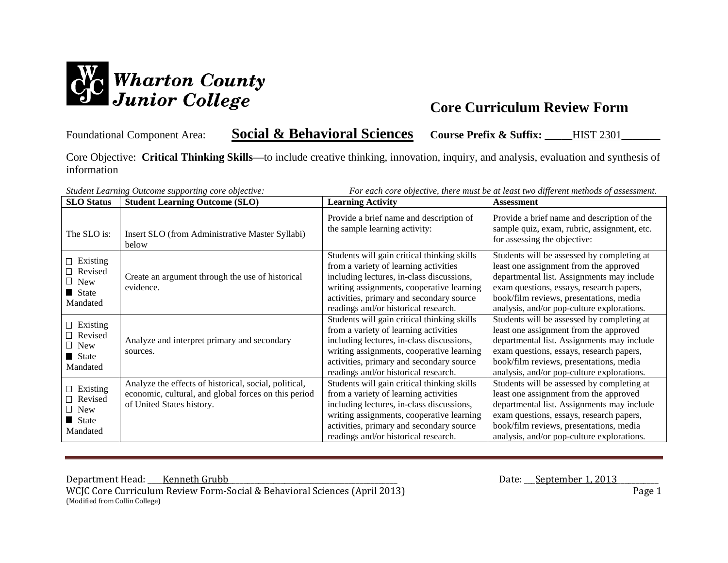**Wharton County Junior College**

# Core Curriculum Review Form

Foundational Component Area: **Social & Behavioral Sciences** **Course Prefix & Suffix:** HIST 2301

Core Objective: **Critical Thinking Skills—**to include creative thinking, innovation, inquiry, and analysis, evaluation and synthesis of information

*Student Learning Outcome supporting core objective:* *For each core objective, there must be at least two different methods of assessment.*

| SLO Status | Student Learning Outcome (SLO) | Learning Activity | Assessment |
|---|---|---|---|
| The SLO is: | Insert SLO (from Administrative Master Syllabi) below | Provide a brief name and description of the sample learning activity: | Provide a brief name and description of the sample quiz, exam, rubric, assignment, etc. for assessing the objective: |
| ☐ Existing ☐ Revised ☐ New ■ State Mandated | Create an argument through the use of historical evidence. | Students will gain critical thinking skills from a variety of learning activities including lectures, in-class discussions, writing assignments, cooperative learning activities, primary and secondary source readings and/or historical research. | Students will be assessed by completing at least one assignment from the approved departmental list. Assignments may include exam questions, essays, research papers, book/film reviews, presentations, media analysis, and/or pop-culture explorations. |
| ☐ Existing ☐ Revised ☐ New ■ State Mandated | Analyze and interpret primary and secondary sources. | Students will gain critical thinking skills from a variety of learning activities including lectures, in-class discussions, writing assignments, cooperative learning activities, primary and secondary source readings and/or historical research. | Students will be assessed by completing at least one assignment from the approved departmental list. Assignments may include exam questions, essays, research papers, book/film reviews, presentations, media analysis, and/or pop-culture explorations. |
| ☐ Existing ☐ Revised ☐ New ■ State Mandated | Analyze the effects of historical, social, political, economic, cultural, and global forces on this period of United States history. | Students will gain critical thinking skills from a variety of learning activities including lectures, in-class discussions, writing assignments, cooperative learning activities, primary and secondary source readings and/or historical research. | Students will be assessed by completing at least one assignment from the approved departmental list. Assignments may include exam questions, essays, research papers, book/film reviews, presentations, media analysis, and/or pop-culture explorations. |

Department Head: Kenneth Grubb Date: September 1, 2013

WCJC Core Curriculum Review Form-Social & Behavioral Sciences (April 2013)
(Modified from Collin College)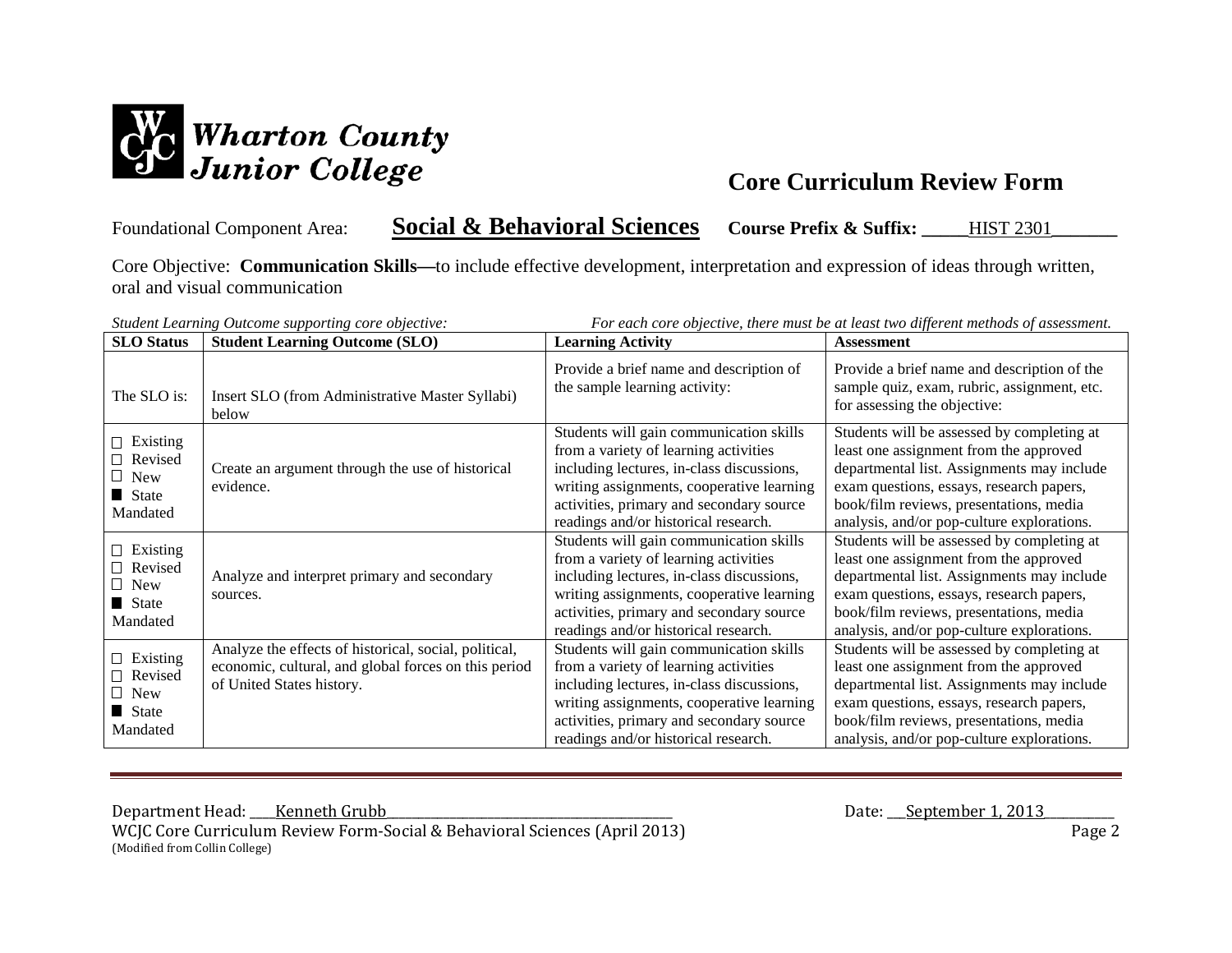Wharton County Junior College

## Core Curriculum Review Form

Foundational Component Area: **Social & Behavioral Sciences** **Course Prefix & Suffix:** _____HIST 2301_______

Core Objective: **Communication Skills—**to include effective development, interpretation and expression of ideas through written, oral and visual communication

*Student Learning Outcome supporting core objective:* *For each core objective, there must be at least two different methods of assessment.*

| SLO Status | Student Learning Outcome (SLO) | Learning Activity | Assessment |
|---|---|---|---|
| The SLO is: | Insert SLO (from Administrative Master Syllabi) below | Provide a brief name and description of the sample learning activity: | Provide a brief name and description of the sample quiz, exam, rubric, assignment, etc. for assessing the objective: |
| ☐ Existing ☐ Revised ☐ New ■ State Mandated | Create an argument through the use of historical evidence. | Students will gain communication skills from a variety of learning activities including lectures, in-class discussions, writing assignments, cooperative learning activities, primary and secondary source readings and/or historical research. | Students will be assessed by completing at least one assignment from the approved departmental list. Assignments may include exam questions, essays, research papers, book/film reviews, presentations, media analysis, and/or pop-culture explorations. |
| ☐ Existing ☐ Revised ☐ New ■ State Mandated | Analyze and interpret primary and secondary sources. | Students will gain communication skills from a variety of learning activities including lectures, in-class discussions, writing assignments, cooperative learning activities, primary and secondary source readings and/or historical research. | Students will be assessed by completing at least one assignment from the approved departmental list. Assignments may include exam questions, essays, research papers, book/film reviews, presentations, media analysis, and/or pop-culture explorations. |
| ☐ Existing ☐ Revised ☐ New ■ State Mandated | Analyze the effects of historical, social, political, economic, cultural, and global forces on this period of United States history. | Students will gain communication skills from a variety of learning activities including lectures, in-class discussions, writing assignments, cooperative learning activities, primary and secondary source readings and/or historical research. | Students will be assessed by completing at least one assignment from the approved departmental list. Assignments may include exam questions, essays, research papers, book/film reviews, presentations, media analysis, and/or pop-culture explorations. |

Department Head: ____Kenneth Grubb____________________________________________ Date: ___September 1, 2013__________

WCJC Core Curriculum Review Form-Social & Behavioral Sciences (April 2013)

(Modified from Collin College)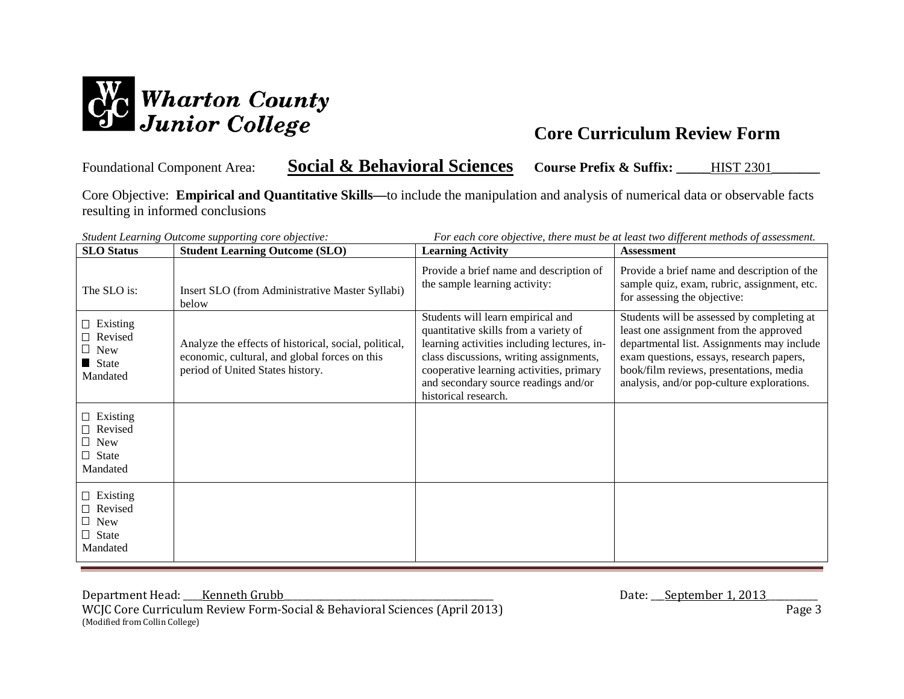Wharton County Junior College

# Core Curriculum Review Form

Foundational Component Area: **Social & Behavioral Sciences** **Course Prefix & Suffix:** HIST 2301

Core Objective: **Empirical and Quantitative Skills—**to include the manipulation and analysis of numerical data or observable facts resulting in informed conclusions

*Student Learning Outcome supporting core objective:* *For each core objective, there must be at least two different methods of assessment.*

| SLO Status | Student Learning Outcome (SLO) | Learning Activity | Assessment |
|---|---|---|---|
| The SLO is: | Insert SLO (from Administrative Master Syllabi) below | Provide a brief name and description of the sample learning activity: | Provide a brief name and description of the sample quiz, exam, rubric, assignment, etc. for assessing the objective: |
| ☐ Existing<br>☐ Revised<br>☐ New<br>■ State Mandated | Analyze the effects of historical, social, political, economic, cultural, and global forces on this period of United States history. | Students will learn empirical and quantitative skills from a variety of learning activities including lectures, in-class discussions, writing assignments, cooperative learning activities, primary and secondary source readings and/or historical research. | Students will be assessed by completing at least one assignment from the approved departmental list. Assignments may include exam questions, essays, research papers, book/film reviews, presentations, media analysis, and/or pop-culture explorations. |
| ☐ Existing<br>☐ Revised<br>☐ New<br>☐ State Mandated | | | |
| ☐ Existing<br>☐ Revised<br>☐ New<br>☐ State Mandated | | | |

Department Head: Kenneth Grubb Date: September 1, 2013

WCJC Core Curriculum Review Form-Social & Behavioral Sciences (April 2013)
(Modified from Collin College)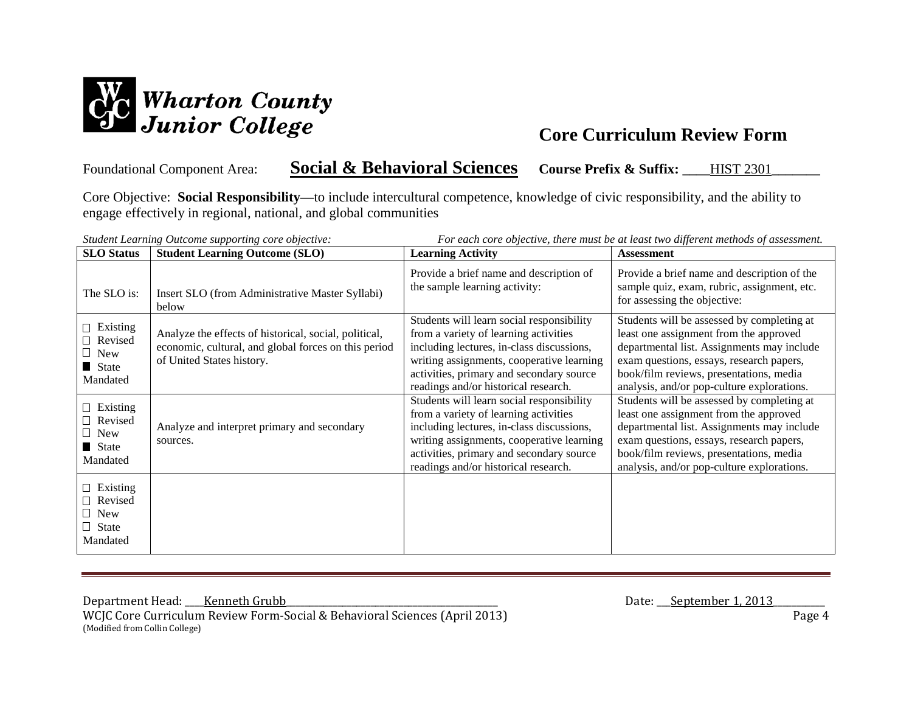Wharton County Junior College

# Core Curriculum Review Form

Foundational Component Area: **Social & Behavioral Sciences** **Course Prefix & Suffix:** ____HIST 2301_______

Core Objective: **Social Responsibility—**to include intercultural competence, knowledge of civic responsibility, and the ability to engage effectively in regional, national, and global communities

*Student Learning Outcome supporting core objective:* *For each core objective, there must be at least two different methods of assessment.*

| SLO Status | Student Learning Outcome (SLO) | Learning Activity | Assessment |
|---|---|---|---|
| The SLO is: | Insert SLO (from Administrative Master Syllabi) below | Provide a brief name and description of the sample learning activity: | Provide a brief name and description of the sample quiz, exam, rubric, assignment, etc. for assessing the objective: |
| ☐ Existing ☐ Revised ☐ New ■ State Mandated | Analyze the effects of historical, social, political, economic, cultural, and global forces on this period of United States history. | Students will learn social responsibility from a variety of learning activities including lectures, in-class discussions, writing assignments, cooperative learning activities, primary and secondary source readings and/or historical research. | Students will be assessed by completing at least one assignment from the approved departmental list. Assignments may include exam questions, essays, research papers, book/film reviews, presentations, media analysis, and/or pop-culture explorations. |
| ☐ Existing ☐ Revised ☐ New ■ State Mandated | Analyze and interpret primary and secondary sources. | Students will learn social responsibility from a variety of learning activities including lectures, in-class discussions, writing assignments, cooperative learning activities, primary and secondary source readings and/or historical research. | Students will be assessed by completing at least one assignment from the approved departmental list. Assignments may include exam questions, essays, research papers, book/film reviews, presentations, media analysis, and/or pop-culture explorations. |
| ☐ Existing ☐ Revised ☐ New ☐ State Mandated | | | |

Department Head: ___Kenneth Grubb___________________________ Date: __September 1, 2013_________

WCJC Core Curriculum Review Form-Social & Behavioral Sciences (April 2013)

(Modified from Collin College)